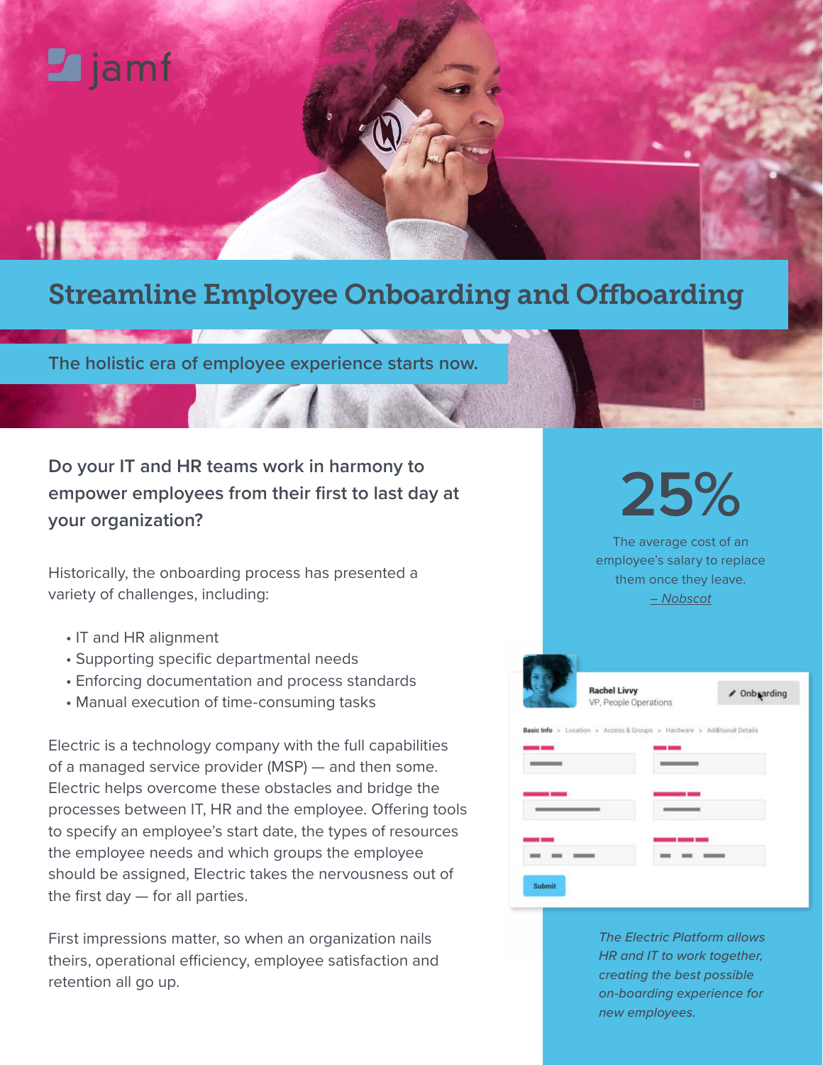# Streamline Employee Onboarding and Offboarding

## The holistic era of employee experience starts now.

### Do your IT and HR teams work in harmony to empower employees from their first to last day at your organization?

Historically, the onboarding process has presented a variety of challenges, including:

- IT and HR alignment
- Supporting specific departmental needs
- Enforcing documentation and process standards
- Manual execution of time-consuming tasks

Electric is a technology company with the full capabilities of a managed service provider (MSP) — and then some. Electric helps overcome these obstacles and bridge the processes between IT, HR and the employee. Offering tools to specify an employee's start date, the types of resources the employee needs and which groups the employee should be assigned, Electric takes the nervousness out of the first day — for all parties.

First impressions matter, so when an organization nails theirs, operational efficiency, employee satisfaction and retention all go up.

**25%**

The average cost of an employee's salary to replace them once they leave.
– Nobscot

*The Electric Platform allows HR and IT to work together, creating the best possible on-boarding experience for new employees.*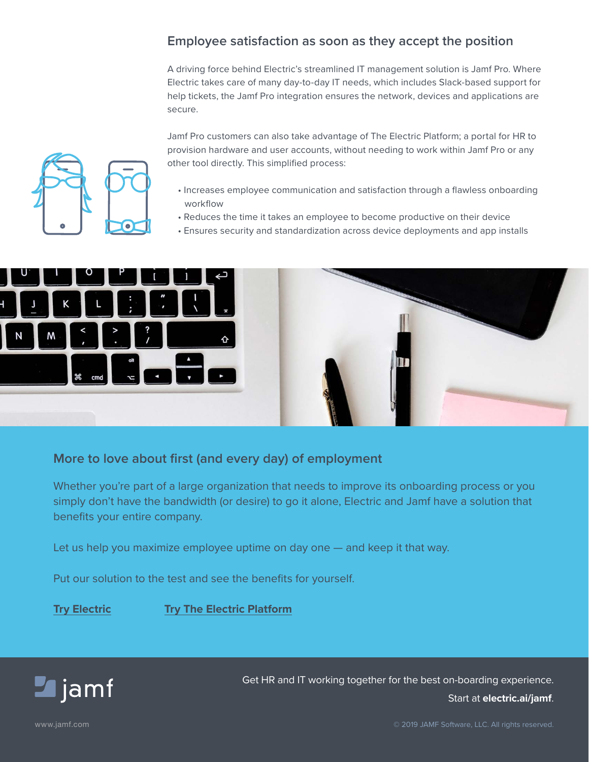## Employee satisfaction as soon as they accept the position

A driving force behind Electric's streamlined IT management solution is Jamf Pro. Where Electric takes care of many day-to-day IT needs, which includes Slack-based support for help tickets, the Jamf Pro integration ensures the network, devices and applications are secure.

Jamf Pro customers can also take advantage of The Electric Platform; a portal for HR to provision hardware and user accounts, without needing to work within Jamf Pro or any other tool directly. This simplified process:

- Increases employee communication and satisfaction through a flawless onboarding workflow
- Reduces the time it takes an employee to become productive on their device
- Ensures security and standardization across device deployments and app installs

## More to love about first (and every day) of employment

Whether you're part of a large organization that needs to improve its onboarding process or you simply don't have the bandwidth (or desire) to go it alone, Electric and Jamf have a solution that benefits your entire company.

Let us help you maximize employee uptime on day one — and keep it that way.

Put our solution to the test and see the benefits for yourself.

**Try Electric** **Try The Electric Platform**

jamf

Get HR and IT working together for the best on-boarding experience.

Start at **electric.ai/jamf**.

www.jamf.com

© 2019 JAMF Software, LLC. All rights reserved.